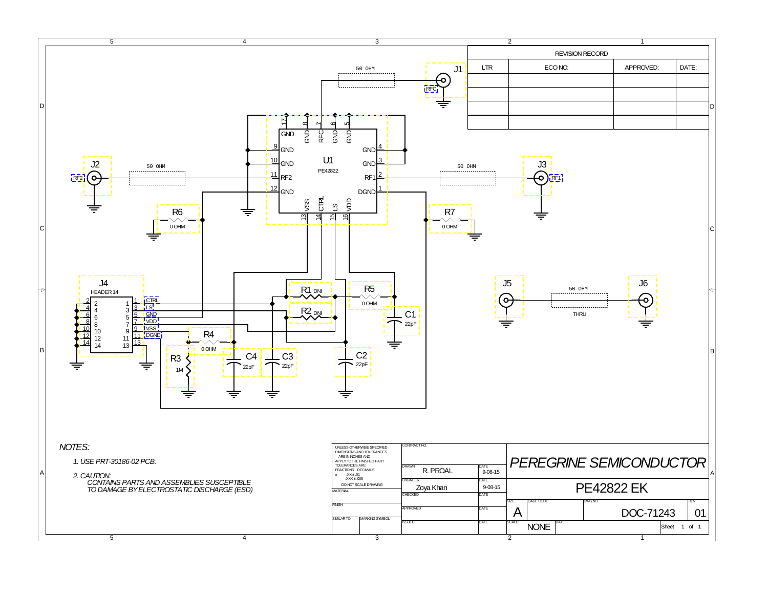| LTR | ECO NO: | APPROVED: | DATE: |
|---|---|---|---|
| | | | |
| | | | |
| | | | |
| | | | |

REVISION RECORD

J1 RFC — 50 OHM

U1 PE42822

Pins: 17 GND, 8 GND, 7 RFC, 6 GND, 5 GND, 9 GND, 4 GND, 10 GND, 3 GND, 11 RF2, 2 RF1, 12 GND, 1 DGND, 13 VSS, 14 CTRL, 15 LS, 16 VDD

J2 RF2 — 50 OHM

J3 RF1 — 50 OHM

R6 0 OHM

R7 0 OHM

J4 HEADER 14: 1 CTRL, 3 LS, 5 GND, 7 VDD, 9 VSS, 11 DGND, 13; 2, 4, 6, 8, 10, 12, 14

R1 DNI

R2 DNI

R5 0 OHM

C1 22pF

R4 0 OHM

R3 1M

C4 22pF

C3 22pF

C2 22pF

J5 — 50 OHM THRU — J6

*NOTES:*

*1. USE PRT-30186-02 PCB.*

*2. CAUTION: CONTAINS PARTS AND ASSEMBLIES SUSCEPTIBLE TO DAMAGE BY ELECTROSTATIC DISCHARGE (ESD)*

UNLESS OTHERWISE SPECIFIED DIMENSIONS AND TOLERANCES ARE IN INCHES AND APPLY TO THE FINISHED PART
TOLERANCES ARE: FRACTIONS ± DECIMALS .XX ± .01 .XXX ± .005
DO NOT SCALE DRAWING

| Field | Value |
|---|---|
| CONTRACT NO. | |
| DRAWN | R. PROAL — DATE 9-08-15 |
| ENGINEER | Zoya Khan — DATE 9-08-15 |
| CHECKED | |
| APPROVED | |
| ISSUED | |
| MATERIAL | |
| FINISH | |
| SIMILAR TO | |
| MARKING SYMBOL | |

*PEREGRINE SEMICONDUCTOR*

PE42822 EK

| SIZE | CAGE CODE | DWG NO. | REV |
|---|---|---|---|
| A | | DOC-71243 | 01 |

SCALE: NONE — Sheet 1 of 1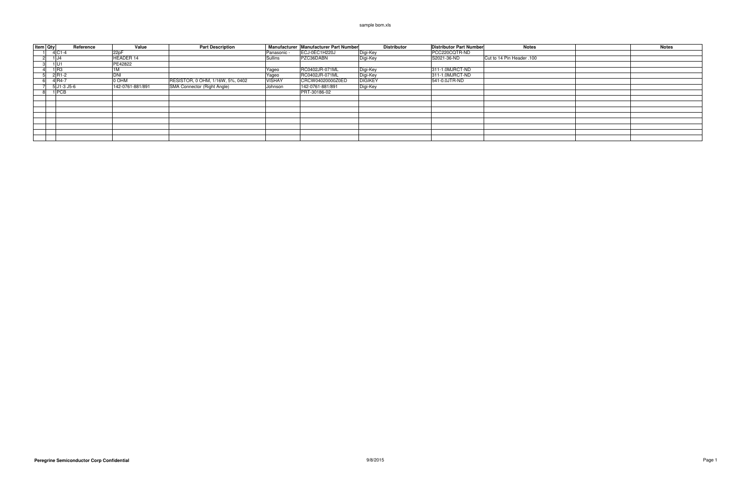| Item | Qty | Reference | Value | Part Description | Manufacturer | Manufacturer Part Number | Distributor | Distributor Part Number | Notes | | Notes |
|---|---|---|---|---|---|---|---|---|---|---|---|
| 1 | 4 | C1-4 | 22pF | | Panasonic - | ECJ-0EC1H220J | Digi-Key | PCC220CQTR-ND | | | |
| 2 | 1 | J4 | HEADER 14 | | Sullins | PZC36DABN | Digi-Key | S2021-36-ND | Cut to 14 Pin Header .100 | | |
| 3 | 1 | U1 | PE42822 | | | | | | | | |
| 4 | 1 | R3 | 1M | | Yageo | RC0402JR-071ML | Digi-Key | 311-1.0MJRCT-ND | | | |
| 5 | 2 | R1-2 | DNI | | Yageo | RC0402JR-071ML | Digi-Key | 311-1.0MJRCT-ND | | | |
| 6 | 4 | R4-7 | 0 OHM | RESISTOR, 0 OHM, 1/16W, 5%, 0402 | VISHAY | CRCW04020000Z0ED | DIGIKEY | 541-0.0JTR-ND | | | |
| 7 | 5 | J1-3 J5-6 | 142-0761-881/891 | SMA Connector (Right Angle) | Johnson | 142-0761-881/891 | Digi-Key | | | | |
| 8 | 1 | PCB | | | | PRT-30186-02 | | | | | |

Peregrine Semiconductor Corp Confidential

9/8/2015